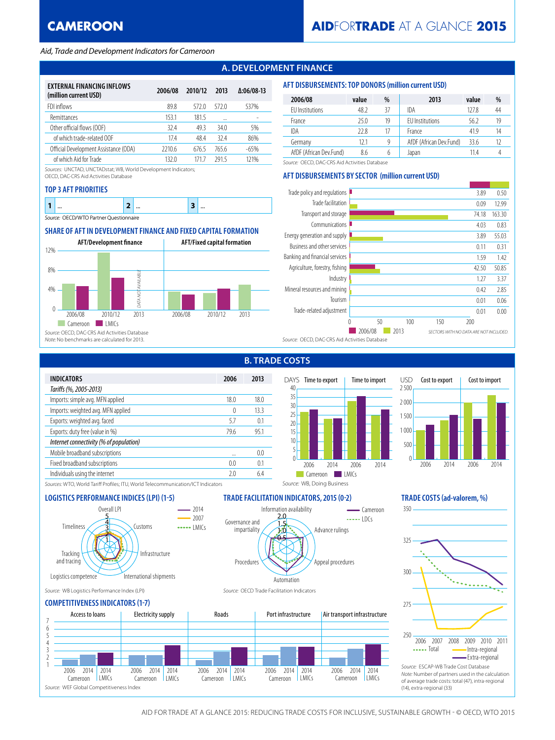# CAMEROON

# AIDFORTRADE AT A GLANCE 2015

*Aid, Trade and Development Indicators for Cameroon*

## A. DEVELOPMENT FINANCE

| EXTERNAL FINANCING INFLOWS (million current USD) | 2006/08 | 2010/12 | 2013 | Δ:06/08-13 |
|---|---|---|---|---|
| FDI inflows | 89.8 | 572.0 | 572.0 | 537% |
| Remittances | 153.1 | 181.5 | ... | - |
| Other official flows (OOF) | 32.4 | 49.3 | 34.0 | 5% |
| of which trade-related OOF | 17.4 | 48.4 | 32.4 | 86% |
| Official Development Assistance (ODA) | 2210.6 | 676.5 | 765.6 | -65% |
| of which Aid for Trade | 132.0 | 171.7 | 291.5 | 121% |

Sources: UNCTAD, UNCTADstat; WB, World Development Indicators; OECD, DAC-CRS Aid Activities Database

### AFT DISBURSEMENTS: TOP DONORS (million current USD)

| 2006/08 | value | % | 2013 | value | % |
|---|---|---|---|---|---|
| EU Institutions | 48.2 | 37 | IDA | 127.8 | 44 |
| France | 25.0 | 19 | EU Institutions | 56.2 | 19 |
| IDA | 22.8 | 17 | France | 41.9 | 14 |
| Germany | 12.1 | 9 | AfDF (African Dev.Fund) | 33.6 | 12 |
| AfDF (African Dev.Fund) | 8.6 | 6 | Japan | 11.4 | 4 |

Source: OECD, DAC-CRS Aid Activities Database

### TOP 3 AFT PRIORITIES

| 1 | ... | 2 | ... | 3 | ... |
|---|---|---|---|---|---|

Source: OECD/WTO Partner Questionnaire

### AFT DISBURSEMENTS BY SECTOR (million current USD)

| Sector | 2006/08 | 2013 |
|---|---|---|
| Trade policy and regulations | 3.89 | 0.50 |
| Trade facilitation | 0.09 | 12.99 |
| Transport and storage | 74.18 | 163.30 |
| Communications | 4.03 | 0.83 |
| Energy generation and supply | 3.89 | 55.03 |
| Business and other services | 0.11 | 0.31 |
| Banking and financial services | 1.59 | 1.42 |
| Agriculture, forestry, fishing | 42.50 | 50.85 |
| Industry | 1.27 | 3.37 |
| Mineral resources and mining | 0.42 | 2.85 |
| Tourism | 0.01 | 0.06 |
| Trade-related adjustment | 0.01 | 0.00 |

SECTORS WITH NO DATA ARE NOT INCLUDED.

Source: OECD, DAC-CRS Aid Activities Database

### SHARE OF AFT IN DEVELOPMENT FINANCE AND FIXED CAPITAL FORMATION

AFT/Development finance; AFT/Fixed capital formation (Cameroon, LMICs; 2006/08, 2010/12, 2013). DATA NOT AVAILABLE.

Source: OECD, DAC-CRS Aid Activities Database
Note: No benchmarks are calculated for 2013.

## B. TRADE COSTS

| INDICATORS | 2006 | 2013 |
|---|---|---|
| *Tariffs (%, 2005-2013)* | | |
| Imports: simple avg. MFN applied | 18.0 | 18.0 |
| Imports: weighted avg. MFN applied | 0 | 13.3 |
| Exports: weighted avg. faced | 5.7 | 0.1 |
| Exports: duty free (value in %) | 79.6 | 95.1 |
| *Internet connectivity (% of population)* | | |
| Mobile broadband subscriptions | ... | 0.0 |
| Fixed broadband subscriptions | 0.0 | 0.1 |
| Individuals using the internet | 2.0 | 6.4 |

Sources: WTO, World Tariff Profiles; ITU, World Telecommunication/ICT Indicators

Time to export / Time to import (DAYS); Cost to export / Cost to import (USD) — Cameroon, LMICs, 2006 and 2014.

Source: WB, Doing Business

### LOGISTICS PERFORMANCE INDICES (LPI) (1-5)

Overall LPI, Customs, Infrastructure, International shipments, Logistics competence, Tracking and tracing, Timeliness (2014, 2007, LMICs).

Source: WB Logistics Performance Index (LPI)

### TRADE FACILITATION INDICATORS, 2015 (0-2)

Information availability, Advance rulings, Appeal procedures, Automation, Procedures, Governance and impartiality (Cameroon, LDCs).

Source: OECD Trade Facilitation Indicators

### TRADE COSTS (ad-valorem, %)

Total, Intra-regional, Extra-regional, 2006–2011.

Source: ESCAP-WB Trade Cost Database
Note: Number of partners used in the calculation of average trade costs: total (47), intra-regional (14), extra-regional (33)

### COMPETITIVENESS INDICATORS (1-7)

Access to loans, Electricity supply, Roads, Port infrastructure, Air transport infrastructure (2006 Cameroon, 2014 Cameroon, 2014 LMICs).

Source: WEF Global Competitiveness Index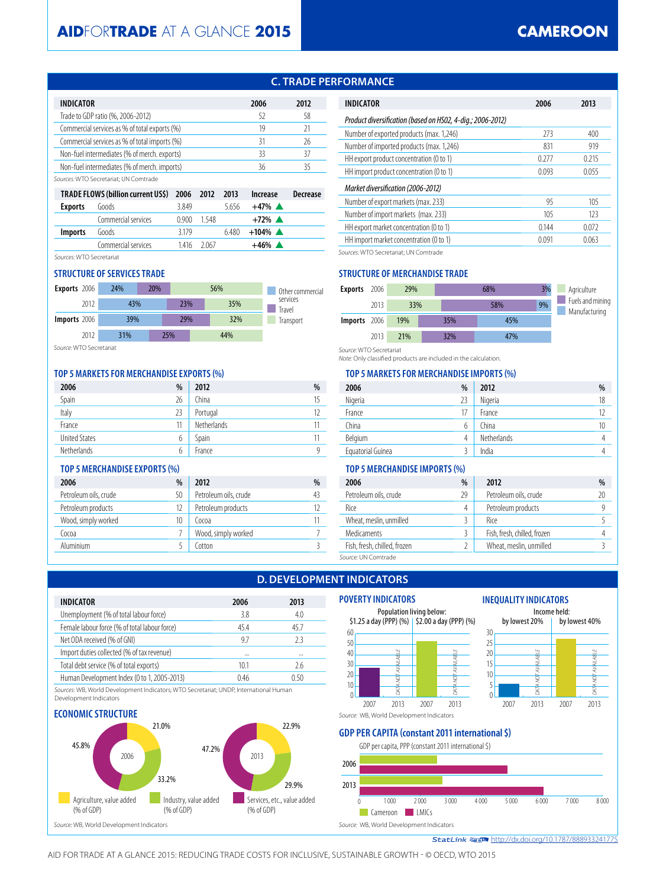## C. TRADE PERFORMANCE

| INDICATOR | 2006 | 2012 |
|---|---|---|
| Trade to GDP ratio (%, 2006-2012) | 52 | 58 |
| Commercial services as % of total exports (%) | 19 | 21 |
| Commercial services as % of total imports (%) | 31 | 26 |
| Non-fuel intermediates (% of merch. exports) | 33 | 37 |
| Non-fuel intermediates (% of merch. imports) | 36 | 35 |

*Sources:* WTO Secretariat; UN Comtrade

| TRADE FLOWS (billion current US$) | | 2006 | 2012 | 2013 | Increase | Decrease |
|---|---|---|---|---|---|---|
| **Exports** | Goods | 3.849 | | 5.656 | **+47%** ▲ | |
| | Commercial services | 0.900 | 1.548 | | **+72%** ▲ | |
| **Imports** | Goods | 3.179 | | 6.480 | **+104%** ▲ | |
| | Commercial services | 1.416 | 2.067 | | **+46%** ▲ | |

*Sources:* WTO Secretariat

| INDICATOR | 2006 | 2013 |
|---|---|---|
| *Product diversification (based on HS02, 4-dig.; 2006-2012)* | | |
| Number of exported products (max. 1,246) | 273 | 400 |
| Number of imported products (max. 1,246) | 831 | 919 |
| HH export product concentration (0 to 1) | 0.277 | 0.215 |
| HH import product concentration (0 to 1) | 0.093 | 0.055 |
| *Market diversification (2006-2012)* | | |
| Number of export markets (max. 233) | 95 | 105 |
| Number of import markets (max. 233) | 105 | 123 |
| HH export market concentration (0 to 1) | 0.144 | 0.072 |
| HH import market concentration (0 to 1) | 0.091 | 0.063 |

*Sources:* WTO Secretariat; UN Comtrade

### STRUCTURE OF SERVICES TRADE

Exports 2006: 24% 20% 56%
2012: 43% 23% 35%
Imports 2006: 39% 29% 32%
2012: 31% 25% 44%

Other commercial services
Travel
Transport

*Source:* WTO Secretariat

### STRUCTURE OF MERCHANDISE TRADE

Exports 2006: 29% 68% 3%
2013: 33% 58% 9%
Imports 2006: 19% 35% 45%
2013: 21% 32% 47%

Agriculture
Fuels and mining
Manufacturing

*Source:* WTO Secretariat
*Note:* Only classified products are included in the calculation.

### TOP 5 MARKETS FOR MERCHANDISE EXPORTS (%)

| 2006 | % | 2012 | % |
|---|---|---|---|
| Spain | 26 | China | 15 |
| Italy | 23 | Portugal | 12 |
| France | 11 | Netherlands | 11 |
| United States | 6 | Spain | 11 |
| Netherlands | 6 | France | 9 |

### TOP 5 MARKETS FOR MERCHANDISE IMPORTS (%)

| 2006 | % | 2012 | % |
|---|---|---|---|
| Nigeria | 23 | Nigeria | 18 |
| France | 17 | France | 12 |
| China | 6 | China | 10 |
| Belgium | 4 | Netherlands | 4 |
| Equatorial Guinea | 3 | India | 4 |

### TOP 5 MERCHANDISE EXPORTS (%)

| 2006 | % | 2012 | % |
|---|---|---|---|
| Petroleum oils, crude | 50 | Petroleum oils, crude | 43 |
| Petroleum products | 12 | Petroleum products | 12 |
| Wood, simply worked | 10 | Cocoa | 11 |
| Cocoa | 7 | Wood, simply worked | 7 |
| Aluminium | 5 | Cotton | 3 |

### TOP 5 MERCHANDISE IMPORTS (%)

| 2006 | % | 2012 | % |
|---|---|---|---|
| Petroleum oils, crude | 29 | Petroleum oils, crude | 20 |
| Rice | 4 | Petroleum products | 9 |
| Wheat, meslin, unmilled | 3 | Rice | 5 |
| Medicaments | 3 | Fish, fresh, chilled, frozen | 4 |
| Fish, fresh, chilled, frozen | 2 | Wheat, meslin, unmilled | 3 |

*Source:* UN Comtrade

## D. DEVELOPMENT INDICATORS

| INDICATOR | 2006 | 2013 |
|---|---|---|
| Unemployment (% of total labour force) | 3.8 | 4.0 |
| Female labour force (% of total labour force) | 45.4 | 45.7 |
| Net ODA received (% of GNI) | 9.7 | 2.3 |
| Import duties collected (% of tax revenue) | ... | ... |
| Total debt service (% of total exports) | 10.1 | 2.6 |
| Human Development Index (0 to 1, 2005-2013) | 0.46 | 0.50 |

*Sources:* WB, World Development Indicators; WTO Secretariat; UNDP, International Human Development Indicators

### POVERTY INDICATORS

Population living below:
$1.25 a day (PPP) (%) | $2.00 a day (PPP) (%)
0 10 20 30 40 50 60
2007 2013 2007 2013
DATA NOT AVAILABLE
DATA NOT AVAILABLE

*Source:* WB, World Development Indicators

### INEQUALITY INDICATORS

Income held:
by lowest 20% | by lowest 40%
0 5 10 15 20 25 30
2007 2013 2007 2013
DATA NOT AVAILABLE
DATA NOT AVAILABLE

### ECONOMIC STRUCTURE

2006: 21.0% 33.2% 45.8%
2013: 22.9% 29.9% 47.2%

Agriculture, value added (% of GDP)
Industry, value added (% of GDP)
Services, etc., value added (% of GDP)

*Source:* WB, World Development Indicators

### GDP PER CAPITA (constant 2011 international $)

GDP per capita, PPP (constant 2011 international $)
2006
2013
0 1 000 2 000 3 000 4 000 5 000 6 000 7 000 8 000
Cameroon
LMICs

*Source:* WB, World Development Indicators

StatLink http://dx.doi.org/10.1787/888933241775